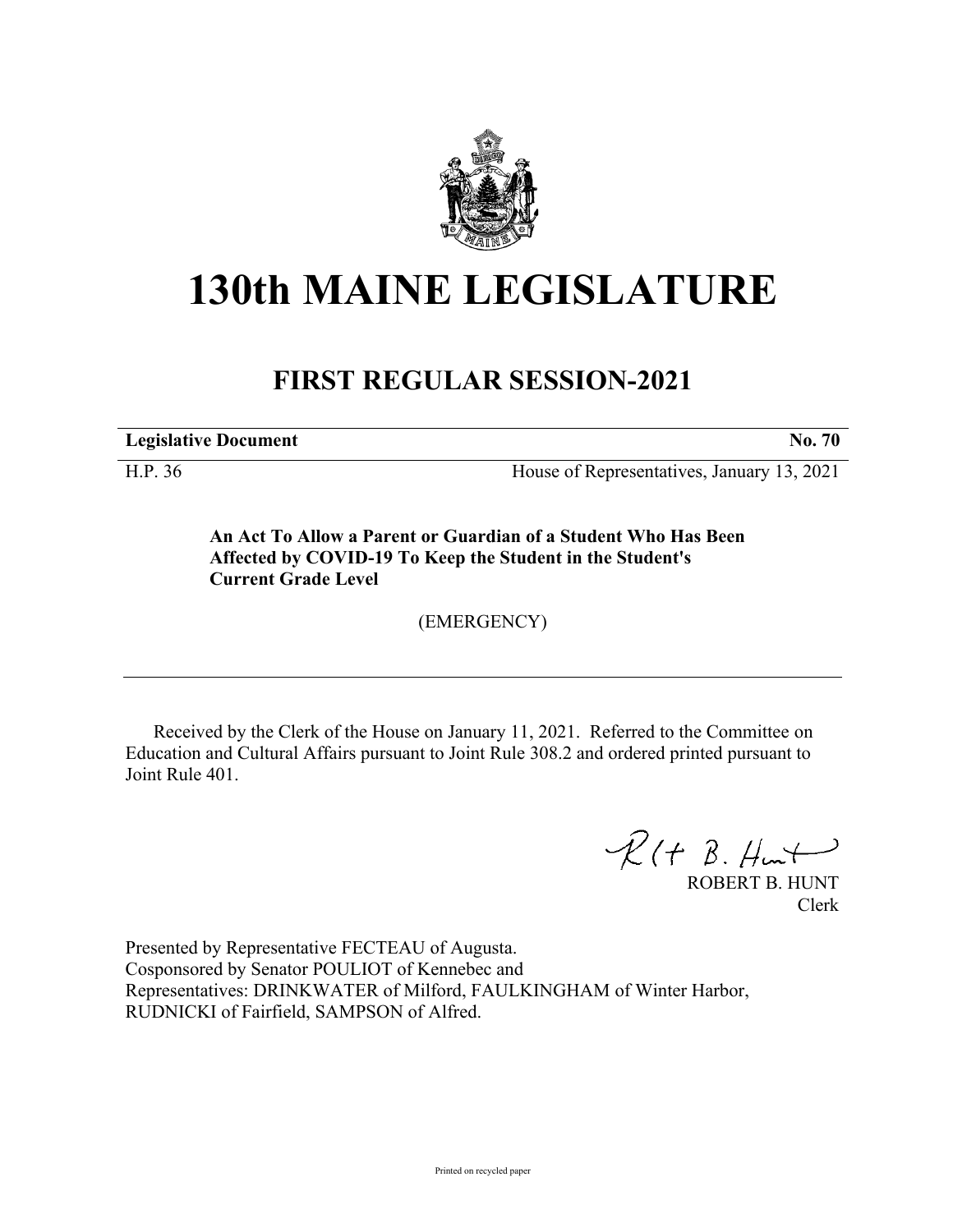# 130th MAINE LEGISLATURE

## FIRST REGULAR SESSION-2021

**Legislative Document** **No. 70**

H.P. 36 House of Representatives, January 13, 2021

**An Act To Allow a Parent or Guardian of a Student Who Has Been Affected by COVID-19 To Keep the Student in the Student's Current Grade Level**

(EMERGENCY)

Received by the Clerk of the House on January 11, 2021. Referred to the Committee on Education and Cultural Affairs pursuant to Joint Rule 308.2 and ordered printed pursuant to Joint Rule 401.

ROBERT B. HUNT
Clerk

Presented by Representative FECTEAU of Augusta.
Cosponsored by Senator POULIOT of Kennebec and
Representatives: DRINKWATER of Milford, FAULKINGHAM of Winter Harbor, RUDNICKI of Fairfield, SAMPSON of Alfred.

Printed on recycled paper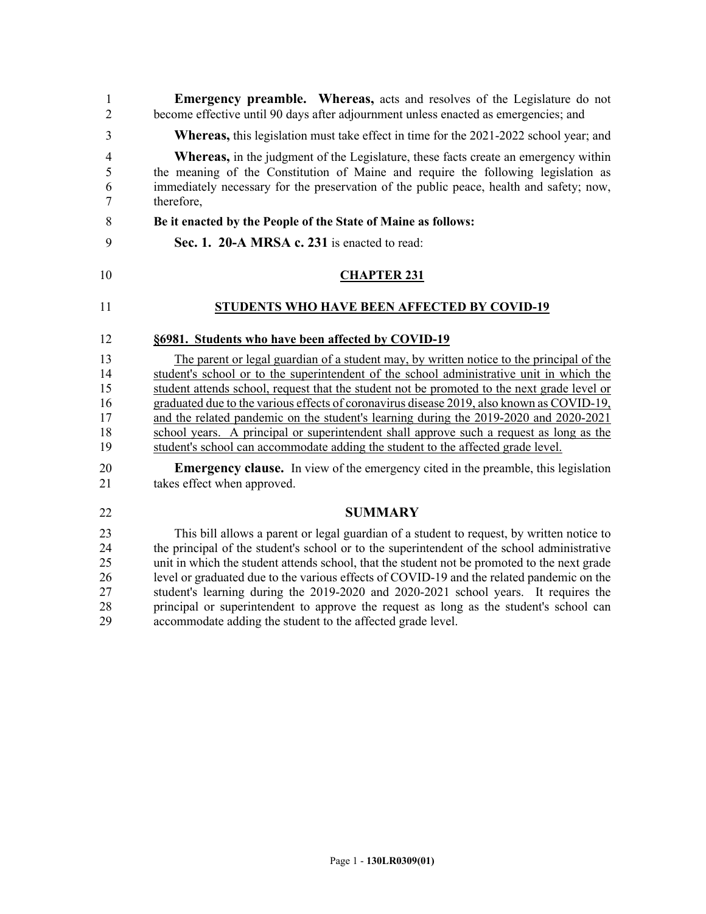**Emergency preamble. Whereas,** acts and resolves of the Legislature do not become effective until 90 days after adjournment unless enacted as emergencies; and

**Whereas,** this legislation must take effect in time for the 2021-2022 school year; and

**Whereas,** in the judgment of the Legislature, these facts create an emergency within the meaning of the Constitution of Maine and require the following legislation as immediately necessary for the preservation of the public peace, health and safety; now, therefore,

**Be it enacted by the People of the State of Maine as follows:**

**Sec. 1. 20-A MRSA c. 231** is enacted to read:

## CHAPTER 231

## STUDENTS WHO HAVE BEEN AFFECTED BY COVID-19

**§6981. Students who have been affected by COVID-19**

The parent or legal guardian of a student may, by written notice to the principal of the student's school or to the superintendent of the school administrative unit in which the student attends school, request that the student not be promoted to the next grade level or graduated due to the various effects of coronavirus disease 2019, also known as COVID-19, and the related pandemic on the student's learning during the 2019-2020 and 2020-2021 school years. A principal or superintendent shall approve such a request as long as the student's school can accommodate adding the student to the affected grade level.

**Emergency clause.** In view of the emergency cited in the preamble, this legislation takes effect when approved.

## SUMMARY

This bill allows a parent or legal guardian of a student to request, by written notice to the principal of the student's school or to the superintendent of the school administrative unit in which the student attends school, that the student not be promoted to the next grade level or graduated due to the various effects of COVID-19 and the related pandemic on the student's learning during the 2019-2020 and 2020-2021 school years. It requires the principal or superintendent to approve the request as long as the student's school can accommodate adding the student to the affected grade level.